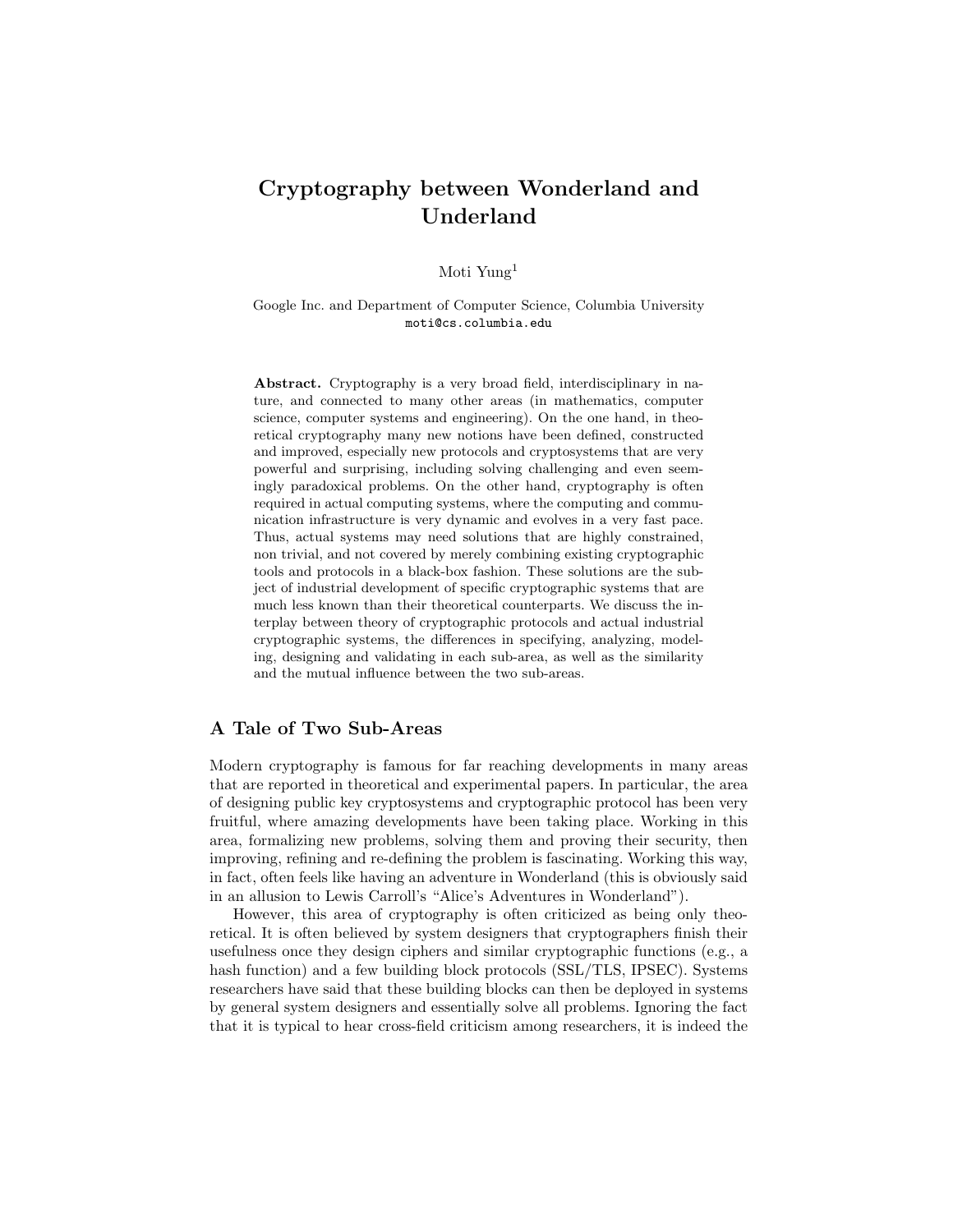# Cryptography between Wonderland and Underland

Moti Yung[1]

Google Inc. and Department of Computer Science, Columbia University
moti@cs.columbia.edu

**Abstract.** Cryptography is a very broad field, interdisciplinary in nature, and connected to many other areas (in mathematics, computer science, computer systems and engineering). On the one hand, in theoretical cryptography many new notions have been defined, constructed and improved, especially new protocols and cryptosystems that are very powerful and surprising, including solving challenging and even seemingly paradoxical problems. On the other hand, cryptography is often required in actual computing systems, where the computing and communication infrastructure is very dynamic and evolves in a very fast pace. Thus, actual systems may need solutions that are highly constrained, non trivial, and not covered by merely combining existing cryptographic tools and protocols in a black-box fashion. These solutions are the subject of industrial development of specific cryptographic systems that are much less known than their theoretical counterparts. We discuss the interplay between theory of cryptographic protocols and actual industrial cryptographic systems, the differences in specifying, analyzing, modeling, designing and validating in each sub-area, as well as the similarity and the mutual influence between the two sub-areas.

## A Tale of Two Sub-Areas

Modern cryptography is famous for far reaching developments in many areas that are reported in theoretical and experimental papers. In particular, the area of designing public key cryptosystems and cryptographic protocol has been very fruitful, where amazing developments have been taking place. Working in this area, formalizing new problems, solving them and proving their security, then improving, refining and re-defining the problem is fascinating. Working this way, in fact, often feels like having an adventure in Wonderland (this is obviously said in an allusion to Lewis Carroll's "Alice's Adventures in Wonderland").

However, this area of cryptography is often criticized as being only theoretical. It is often believed by system designers that cryptographers finish their usefulness once they design ciphers and similar cryptographic functions (e.g., a hash function) and a few building block protocols (SSL/TLS, IPSEC). Systems researchers have said that these building blocks can then be deployed in systems by general system designers and essentially solve all problems. Ignoring the fact that it is typical to hear cross-field criticism among researchers, it is indeed the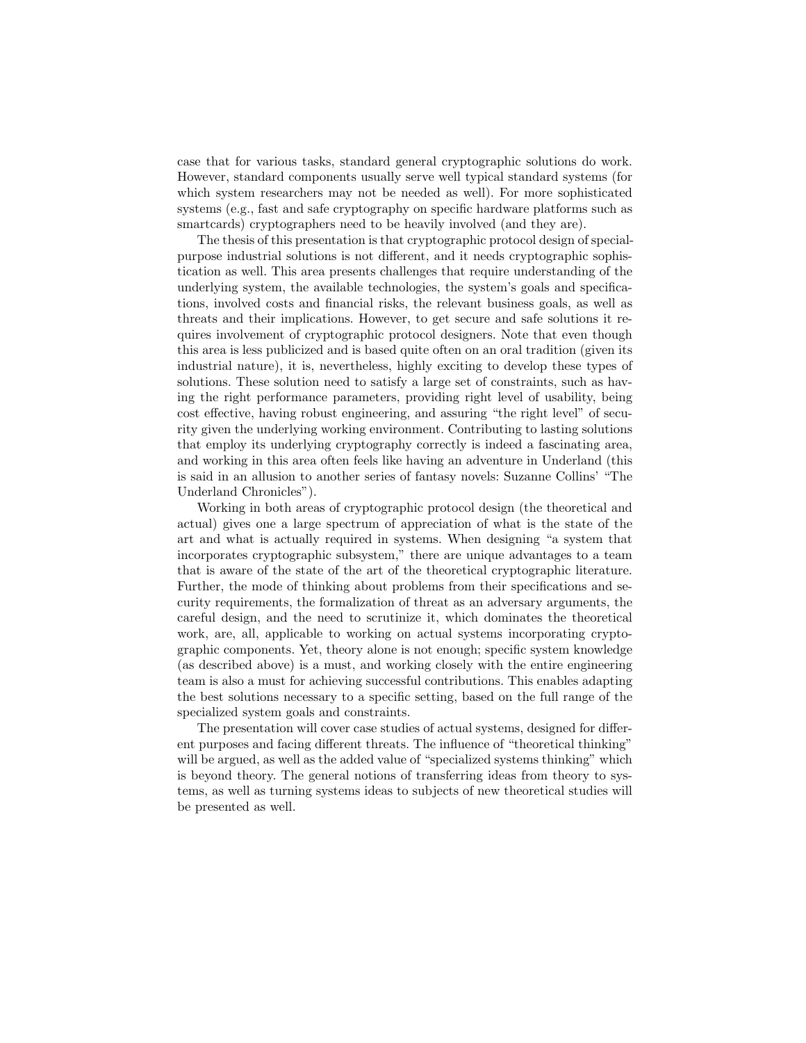case that for various tasks, standard general cryptographic solutions do work. However, standard components usually serve well typical standard systems (for which system researchers may not be needed as well). For more sophisticated systems (e.g., fast and safe cryptography on specific hardware platforms such as smartcards) cryptographers need to be heavily involved (and they are).

The thesis of this presentation is that cryptographic protocol design of special-purpose industrial solutions is not different, and it needs cryptographic sophistication as well. This area presents challenges that require understanding of the underlying system, the available technologies, the system's goals and specifications, involved costs and financial risks, the relevant business goals, as well as threats and their implications. However, to get secure and safe solutions it requires involvement of cryptographic protocol designers. Note that even though this area is less publicized and is based quite often on an oral tradition (given its industrial nature), it is, nevertheless, highly exciting to develop these types of solutions. These solution need to satisfy a large set of constraints, such as having the right performance parameters, providing right level of usability, being cost effective, having robust engineering, and assuring "the right level" of security given the underlying working environment. Contributing to lasting solutions that employ its underlying cryptography correctly is indeed a fascinating area, and working in this area often feels like having an adventure in Underland (this is said in an allusion to another series of fantasy novels: Suzanne Collins' "The Underland Chronicles").

Working in both areas of cryptographic protocol design (the theoretical and actual) gives one a large spectrum of appreciation of what is the state of the art and what is actually required in systems. When designing "a system that incorporates cryptographic subsystem," there are unique advantages to a team that is aware of the state of the art of the theoretical cryptographic literature. Further, the mode of thinking about problems from their specifications and security requirements, the formalization of threat as an adversary arguments, the careful design, and the need to scrutinize it, which dominates the theoretical work, are, all, applicable to working on actual systems incorporating cryptographic components. Yet, theory alone is not enough; specific system knowledge (as described above) is a must, and working closely with the entire engineering team is also a must for achieving successful contributions. This enables adapting the best solutions necessary to a specific setting, based on the full range of the specialized system goals and constraints.

The presentation will cover case studies of actual systems, designed for different purposes and facing different threats. The influence of "theoretical thinking" will be argued, as well as the added value of "specialized systems thinking" which is beyond theory. The general notions of transferring ideas from theory to systems, as well as turning systems ideas to subjects of new theoretical studies will be presented as well.